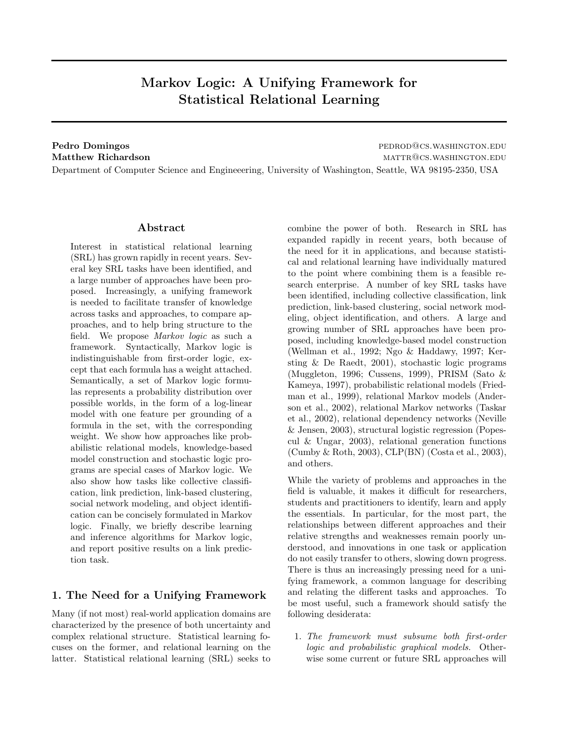# Markov Logic: A Unifying Framework for Statistical Relational Learning

**Pedro Domingos** PEDROD@CS.WASHINGTON.EDU
**Matthew Richardson** MATTR@CS.WASHINGTON.EDU
Department of Computer Science and Engineeering, University of Washington, Seattle, WA 98195-2350, USA

## Abstract

Interest in statistical relational learning (SRL) has grown rapidly in recent years. Several key SRL tasks have been identified, and a large number of approaches have been proposed. Increasingly, a unifying framework is needed to facilitate transfer of knowledge across tasks and approaches, to compare approaches, and to help bring structure to the field. We propose *Markov logic* as such a framework. Syntactically, Markov logic is indistinguishable from first-order logic, except that each formula has a weight attached. Semantically, a set of Markov logic formulas represents a probability distribution over possible worlds, in the form of a log-linear model with one feature per grounding of a formula in the set, with the corresponding weight. We show how approaches like probabilistic relational models, knowledge-based model construction and stochastic logic programs are special cases of Markov logic. We also show how tasks like collective classification, link prediction, link-based clustering, social network modeling, and object identification can be concisely formulated in Markov logic. Finally, we briefly describe learning and inference algorithms for Markov logic, and report positive results on a link prediction task.

## 1. The Need for a Unifying Framework

Many (if not most) real-world application domains are characterized by the presence of both uncertainty and complex relational structure. Statistical learning focuses on the former, and relational learning on the latter. Statistical relational learning (SRL) seeks to combine the power of both. Research in SRL has expanded rapidly in recent years, both because of the need for it in applications, and because statistical and relational learning have individually matured to the point where combining them is a feasible research enterprise. A number of key SRL tasks have been identified, including collective classification, link prediction, link-based clustering, social network modeling, object identification, and others. A large and growing number of SRL approaches have been proposed, including knowledge-based model construction (Wellman et al., 1992; Ngo & Haddawy, 1997; Kersting & De Raedt, 2001), stochastic logic programs (Muggleton, 1996; Cussens, 1999), PRISM (Sato & Kameya, 1997), probabilistic relational models (Friedman et al., 1999), relational Markov models (Anderson et al., 2002), relational Markov networks (Taskar et al., 2002), relational dependency networks (Neville & Jensen, 2003), structural logistic regression (Popescul & Ungar, 2003), relational generation functions (Cumby & Roth, 2003), CLP(BN) (Costa et al., 2003), and others.

While the variety of problems and approaches in the field is valuable, it makes it difficult for researchers, students and practitioners to identify, learn and apply the essentials. In particular, for the most part, the relationships between different approaches and their relative strengths and weaknesses remain poorly understood, and innovations in one task or application do not easily transfer to others, slowing down progress. There is thus an increasingly pressing need for a unifying framework, a common language for describing and relating the different tasks and approaches. To be most useful, such a framework should satisfy the following desiderata:

1. *The framework must subsume both first-order logic and probabilistic graphical models.* Otherwise some current or future SRL approaches will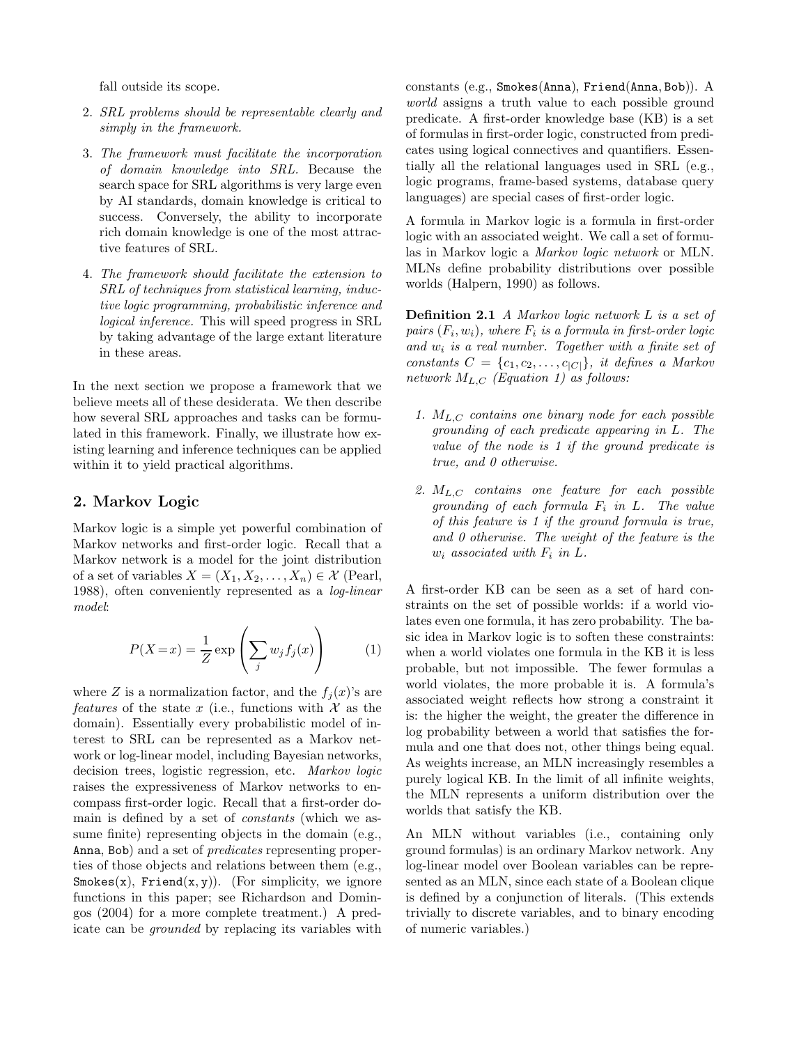fall outside its scope.

2. *SRL problems should be representable clearly and simply in the framework.*

3. *The framework must facilitate the incorporation of domain knowledge into SRL.* Because the search space for SRL algorithms is very large even by AI standards, domain knowledge is critical to success. Conversely, the ability to incorporate rich domain knowledge is one of the most attractive features of SRL.

4. *The framework should facilitate the extension to SRL of techniques from statistical learning, inductive logic programming, probabilistic inference and logical inference.* This will speed progress in SRL by taking advantage of the large extant literature in these areas.

In the next section we propose a framework that we believe meets all of these desiderata. We then describe how several SRL approaches and tasks can be formulated in this framework. Finally, we illustrate how existing learning and inference techniques can be applied within it to yield practical algorithms.

## 2. Markov Logic

Markov logic is a simple yet powerful combination of Markov networks and first-order logic. Recall that a Markov network is a model for the joint distribution of a set of variables $X = (X_1, X_2, \ldots, X_n) \in \mathcal{X}$ (Pearl, 1988), often conveniently represented as a *log-linear model*:

$$P(X = x) = \frac{1}{Z} \exp\left(\sum_j w_j f_j(x)\right) \quad (1)$$

where $Z$ is a normalization factor, and the $f_j(x)$'s are *features* of the state $x$ (i.e., functions with $\mathcal{X}$ as the domain). Essentially every probabilistic model of interest to SRL can be represented as a Markov network or log-linear model, including Bayesian networks, decision trees, logistic regression, etc. *Markov logic* raises the expressiveness of Markov networks to encompass first-order logic. Recall that a first-order domain is defined by a set of *constants* (which we assume finite) representing objects in the domain (e.g., `Anna`, `Bob`) and a set of *predicates* representing properties of those objects and relations between them (e.g., `Smokes(x)`, `Friend(x, y)`). (For simplicity, we ignore functions in this paper; see Richardson and Domingos (2004) for a more complete treatment.) A predicate can be *grounded* by replacing its variables with constants (e.g., `Smokes(Anna)`, `Friend(Anna, Bob)`). A *world* assigns a truth value to each possible ground predicate. A first-order knowledge base (KB) is a set of formulas in first-order logic, constructed from predicates using logical connectives and quantifiers. Essentially all the relational languages used in SRL (e.g., logic programs, frame-based systems, database query languages) are special cases of first-order logic.

A formula in Markov logic is a formula in first-order logic with an associated weight. We call a set of formulas in Markov logic a *Markov logic network* or MLN. MLNs define probability distributions over possible worlds (Halpern, 1990) as follows.

**Definition 2.1** *A Markov logic network $L$ is a set of pairs $(F_i, w_i)$, where $F_i$ is a formula in first-order logic and $w_i$ is a real number. Together with a finite set of constants $C = \{c_1, c_2, \ldots, c_{|C|}\}$, it defines a Markov network $M_{L,C}$ (Equation 1) as follows:*

1. *$M_{L,C}$ contains one binary node for each possible grounding of each predicate appearing in $L$. The value of the node is 1 if the ground predicate is true, and 0 otherwise.*

2. *$M_{L,C}$ contains one feature for each possible grounding of each formula $F_i$ in $L$. The value of this feature is 1 if the ground formula is true, and 0 otherwise. The weight of the feature is the $w_i$ associated with $F_i$ in $L$.*

A first-order KB can be seen as a set of hard constraints on the set of possible worlds: if a world violates even one formula, it has zero probability. The basic idea in Markov logic is to soften these constraints: when a world violates one formula in the KB it is less probable, but not impossible. The fewer formulas a world violates, the more probable it is. A formula's associated weight reflects how strong a constraint it is: the higher the weight, the greater the difference in log probability between a world that satisfies the formula and one that does not, other things being equal. As weights increase, an MLN increasingly resembles a purely logical KB. In the limit of all infinite weights, the MLN represents a uniform distribution over the worlds that satisfy the KB.

An MLN without variables (i.e., containing only ground formulas) is an ordinary Markov network. Any log-linear model over Boolean variables can be represented as an MLN, since each state of a Boolean clique is defined by a conjunction of literals. (This extends trivially to discrete variables, and to binary encoding of numeric variables.)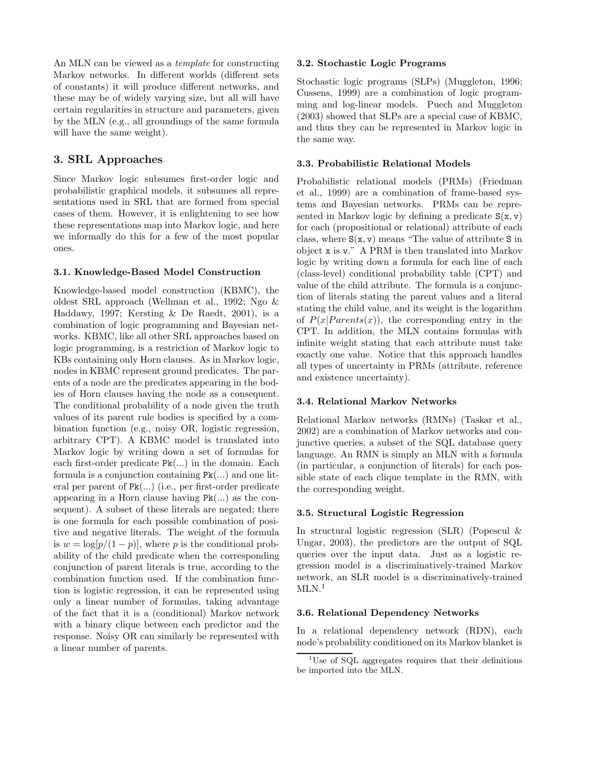An MLN can be viewed as a *template* for constructing Markov networks. In different worlds (different sets of constants) it will produce different networks, and these may be of widely varying size, but all will have certain regularities in structure and parameters, given by the MLN (e.g., all groundings of the same formula will have the same weight).

## 3. SRL Approaches

Since Markov logic subsumes first-order logic and probabilistic graphical models, it subsumes all representations used in SRL that are formed from special cases of them. However, it is enlightening to see how these representations map into Markov logic, and here we informally do this for a few of the most popular ones.

### 3.1. Knowledge-Based Model Construction

Knowledge-based model construction (KBMC), the oldest SRL approach (Wellman et al., 1992; Ngo & Haddawy, 1997; Kersting & De Raedt, 2001), is a combination of logic programming and Bayesian networks. KBMC, like all other SRL approaches based on logic programming, is a restriction of Markov logic to KBs containing only Horn clauses. As in Markov logic, nodes in KBMC represent ground predicates. The parents of a node are the predicates appearing in the bodies of Horn clauses having the node as a consequent. The conditional probability of a node given the truth values of its parent rule bodies is specified by a combination function (e.g., noisy OR, logistic regression, arbitrary CPT). A KBMC model is translated into Markov logic by writing down a set of formulas for each first-order predicate `Pk(...)` in the domain. Each formula is a conjunction containing `Pk(...)` and one literal per parent of `Pk(...)` (i.e., per first-order predicate appearing in a Horn clause having `Pk(...)` as the consequent). A subset of these literals are negated; there is one formula for each possible combination of positive and negative literals. The weight of the formula is $w = \log[p/(1-p)]$, where $p$ is the conditional probability of the child predicate when the corresponding conjunction of parent literals is true, according to the combination function used. If the combination function is logistic regression, it can be represented using only a linear number of formulas, taking advantage of the fact that it is a (conditional) Markov network with a binary clique between each predictor and the response. Noisy OR can similarly be represented with a linear number of parents.

### 3.2. Stochastic Logic Programs

Stochastic logic programs (SLPs) (Muggleton, 1996; Cussens, 1999) are a combination of logic programming and log-linear models. Puech and Muggleton (2003) showed that SLPs are a special case of KBMC, and thus they can be represented in Markov logic in the same way.

### 3.3. Probabilistic Relational Models

Probabilistic relational models (PRMs) (Friedman et al., 1999) are a combination of frame-based systems and Bayesian networks. PRMs can be represented in Markov logic by defining a predicate `S(x, v)` for each (propositional or relational) attribute of each class, where `S(x, v)` means "The value of attribute `S` in object `x` is `v`." A PRM is then translated into Markov logic by writing down a formula for each line of each (class-level) conditional probability table (CPT) and value of the child attribute. The formula is a conjunction of literals stating the parent values and a literal stating the child value, and its weight is the logarithm of $P(x|Parents(x))$, the corresponding entry in the CPT. In addition, the MLN contains formulas with infinite weight stating that each attribute must take exactly one value. Notice that this approach handles all types of uncertainty in PRMs (attribute, reference and existence uncertainty).

### 3.4. Relational Markov Networks

Relational Markov networks (RMNs) (Taskar et al., 2002) are a combination of Markov networks and conjunctive queries, a subset of the SQL database query language. An RMN is simply an MLN with a formula (in particular, a conjunction of literals) for each possible state of each clique template in the RMN, with the corresponding weight.

### 3.5. Structural Logistic Regression

In structural logistic regression (SLR) (Popescul & Ungar, 2003), the predictors are the output of SQL queries over the input data. Just as a logistic regression model is a discriminatively-trained Markov network, an SLR model is a discriminatively-trained MLN.[1]

### 3.6. Relational Dependency Networks

In a relational dependency network (RDN), each node's probability conditioned on its Markov blanket is

[1] Use of SQL aggregates requires that their definitions be imported into the MLN.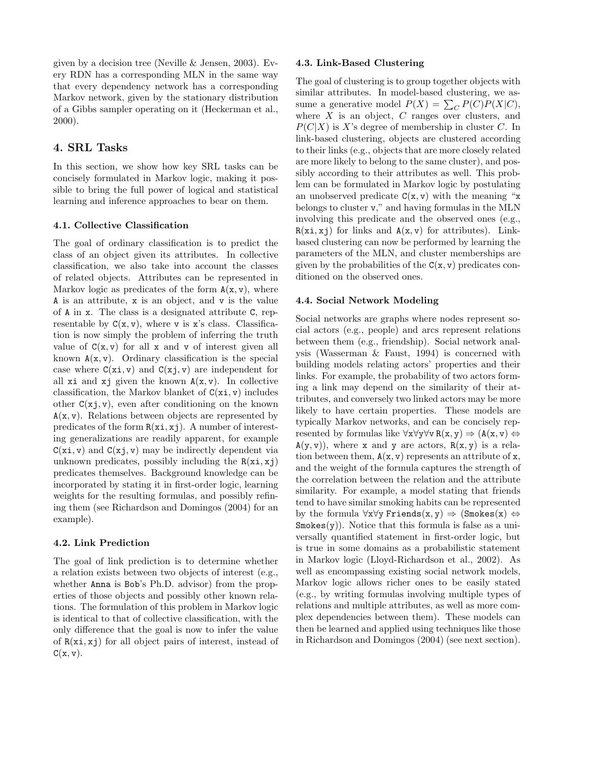given by a decision tree (Neville & Jensen, 2003). Every RDN has a corresponding MLN in the same way that every dependency network has a corresponding Markov network, given by the stationary distribution of a Gibbs sampler operating on it (Heckerman et al., 2000).

## 4. SRL Tasks

In this section, we show how key SRL tasks can be concisely formulated in Markov logic, making it possible to bring the full power of logical and statistical learning and inference approaches to bear on them.

### 4.1. Collective Classification

The goal of ordinary classification is to predict the class of an object given its attributes. In collective classification, we also take into account the classes of related objects. Attributes can be represented in Markov logic as predicates of the form `A(x, v)`, where `A` is an attribute, `x` is an object, and `v` is the value of `A` in `x`. The class is a designated attribute `C`, representable by `C(x, v)`, where `v` is `x`'s class. Classification is now simply the problem of inferring the truth value of `C(x, v)` for all `x` and `v` of interest given all known `A(x, v)`. Ordinary classification is the special case where `C(xi, v)` and `C(xj, v)` are independent for all `xi` and `xj` given the known `A(x, v)`. In collective classification, the Markov blanket of `C(xi, v)` includes other `C(xj, v)`, even after conditioning on the known `A(x, v)`. Relations between objects are represented by predicates of the form `R(xi, xj)`. A number of interesting generalizations are readily apparent, for example `C(xi, v)` and `C(xj, v)` may be indirectly dependent via unknown predicates, possibly including the `R(xi, xj)` predicates themselves. Background knowledge can be incorporated by stating it in first-order logic, learning weights for the resulting formulas, and possibly refining them (see Richardson and Domingos (2004) for an example).

### 4.2. Link Prediction

The goal of link prediction is to determine whether a relation exists between two objects of interest (e.g., whether `Anna` is `Bob`'s Ph.D. advisor) from the properties of those objects and possibly other known relations. The formulation of this problem in Markov logic is identical to that of collective classification, with the only difference that the goal is now to infer the value of `R(xi, xj)` for all object pairs of interest, instead of `C(x, v)`.

### 4.3. Link-Based Clustering

The goal of clustering is to group together objects with similar attributes. In model-based clustering, we assume a generative model $P(X) = \sum_C P(C)P(X|C)$, where $X$ is an object, $C$ ranges over clusters, and $P(C|X)$ is $X$'s degree of membership in cluster $C$. In link-based clustering, objects are clustered according to their links (e.g., objects that are more closely related are more likely to belong to the same cluster), and possibly according to their attributes as well. This problem can be formulated in Markov logic by postulating an unobserved predicate `C(x, v)` with the meaning "`x` belongs to cluster `v`," and having formulas in the MLN involving this predicate and the observed ones (e.g., `R(xi, xj)` for links and `A(x, v)` for attributes). Link-based clustering can now be performed by learning the parameters of the MLN, and cluster memberships are given by the probabilities of the `C(x, v)` predicates conditioned on the observed ones.

### 4.4. Social Network Modeling

Social networks are graphs where nodes represent social actors (e.g., people) and arcs represent relations between them (e.g., friendship). Social network analysis (Wasserman & Faust, 1994) is concerned with building models relating actors' properties and their links. For example, the probability of two actors forming a link may depend on the similarity of their attributes, and conversely two linked actors may be more likely to have certain properties. These models are typically Markov networks, and can be concisely represented by formulas like $\forall x \forall y \forall v\, \mathtt{R}(x, y) \Rightarrow (\mathtt{A}(x, v) \Leftrightarrow \mathtt{A}(y, v))$, where `x` and `y` are actors, `R(x, y)` is a relation between them, `A(x, v)` represents an attribute of `x`, and the weight of the formula captures the strength of the correlation between the relation and the attribute similarity. For example, a model stating that friends tend to have similar smoking habits can be represented by the formula $\forall x \forall y\, \mathtt{Friends}(x, y) \Rightarrow (\mathtt{Smokes}(x) \Leftrightarrow \mathtt{Smokes}(y))$. Notice that this formula is false as a universally quantified statement in first-order logic, but is true in some domains as a probabilistic statement in Markov logic (Lloyd-Richardson et al., 2002). As well as encompassing existing social network models, Markov logic allows richer ones to be easily stated (e.g., by writing formulas involving multiple types of relations and multiple attributes, as well as more complex dependencies between them). These models can then be learned and applied using techniques like those in Richardson and Domingos (2004) (see next section).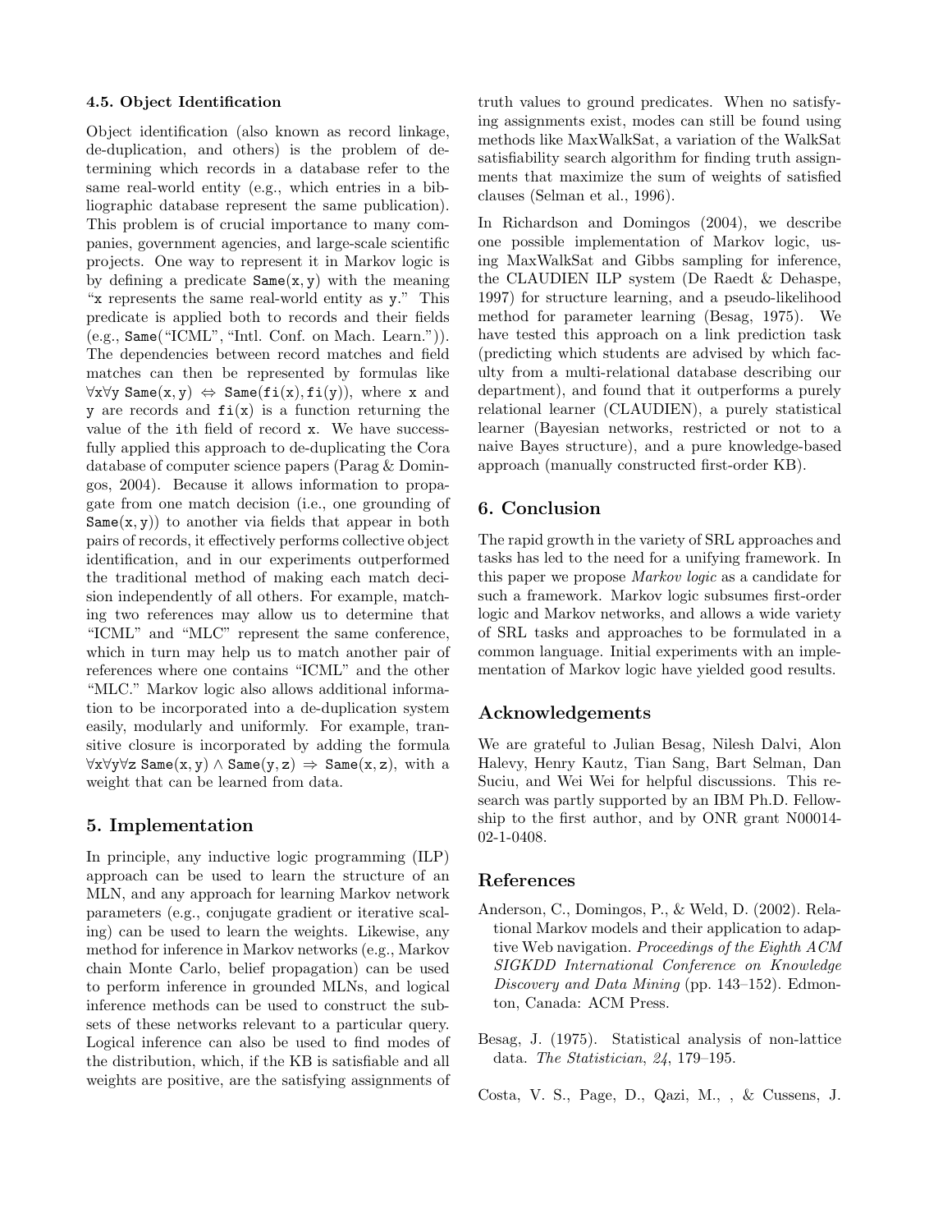### 4.5. Object Identification

Object identification (also known as record linkage, de-duplication, and others) is the problem of determining which records in a database refer to the same real-world entity (e.g., which entries in a bibliographic database represent the same publication). This problem is of crucial importance to many companies, government agencies, and large-scale scientific projects. One way to represent it in Markov logic is by defining a predicate `Same(x, y)` with the meaning "`x` represents the same real-world entity as `y`." This predicate is applied both to records and their fields (e.g., `Same`("ICML", "Intl. Conf. on Mach. Learn.")). The dependencies between record matches and field matches can then be represented by formulas like $\forall$x$\forall$y `Same(x, y)` $\Leftrightarrow$ `Same(fi(x), fi(y))`, where `x` and `y` are records and `fi(x)` is a function returning the value of the `i`th field of record `x`. We have successfully applied this approach to de-duplicating the Cora database of computer science papers (Parag & Domingos, 2004). Because it allows information to propagate from one match decision (i.e., one grounding of `Same(x, y)`) to another via fields that appear in both pairs of records, it effectively performs collective object identification, and in our experiments outperformed the traditional method of making each match decision independently of all others. For example, matching two references may allow us to determine that "ICML" and "MLC" represent the same conference, which in turn may help us to match another pair of references where one contains "ICML" and the other "MLC." Markov logic also allows additional information to be incorporated into a de-duplication system easily, modularly and uniformly. For example, transitive closure is incorporated by adding the formula $\forall$x$\forall$y$\forall$z `Same(x, y)` $\wedge$ `Same(y, z)` $\Rightarrow$ `Same(x, z)`, with a weight that can be learned from data.

## 5. Implementation

In principle, any inductive logic programming (ILP) approach can be used to learn the structure of an MLN, and any approach for learning Markov network parameters (e.g., conjugate gradient or iterative scaling) can be used to learn the weights. Likewise, any method for inference in Markov networks (e.g., Markov chain Monte Carlo, belief propagation) can be used to perform inference in grounded MLNs, and logical inference methods can be used to construct the subsets of these networks relevant to a particular query. Logical inference can also be used to find modes of the distribution, which, if the KB is satisfiable and all weights are positive, are the satisfying assignments of truth values to ground predicates. When no satisfying assignments exist, modes can still be found using methods like MaxWalkSat, a variation of the WalkSat satisfiability search algorithm for finding truth assignments that maximize the sum of weights of satisfied clauses (Selman et al., 1996).

In Richardson and Domingos (2004), we describe one possible implementation of Markov logic, using MaxWalkSat and Gibbs sampling for inference, the CLAUDIEN ILP system (De Raedt & Dehaspe, 1997) for structure learning, and a pseudo-likelihood method for parameter learning (Besag, 1975). We have tested this approach on a link prediction task (predicting which students are advised by which faculty from a multi-relational database describing our department), and found that it outperforms a purely relational learner (CLAUDIEN), a purely statistical learner (Bayesian networks, restricted or not to a naive Bayes structure), and a pure knowledge-based approach (manually constructed first-order KB).

## 6. Conclusion

The rapid growth in the variety of SRL approaches and tasks has led to the need for a unifying framework. In this paper we propose *Markov logic* as a candidate for such a framework. Markov logic subsumes first-order logic and Markov networks, and allows a wide variety of SRL tasks and approaches to be formulated in a common language. Initial experiments with an implementation of Markov logic have yielded good results.

## Acknowledgements

We are grateful to Julian Besag, Nilesh Dalvi, Alon Halevy, Henry Kautz, Tian Sang, Bart Selman, Dan Suciu, and Wei Wei for helpful discussions. This research was partly supported by an IBM Ph.D. Fellowship to the first author, and by ONR grant N00014-02-1-0408.

## References

Anderson, C., Domingos, P., & Weld, D. (2002). Relational Markov models and their application to adaptive Web navigation. *Proceedings of the Eighth ACM SIGKDD International Conference on Knowledge Discovery and Data Mining* (pp. 143–152). Edmonton, Canada: ACM Press.

Besag, J. (1975). Statistical analysis of non-lattice data. *The Statistician*, *24*, 179–195.

Costa, V. S., Page, D., Qazi, M., , & Cussens, J.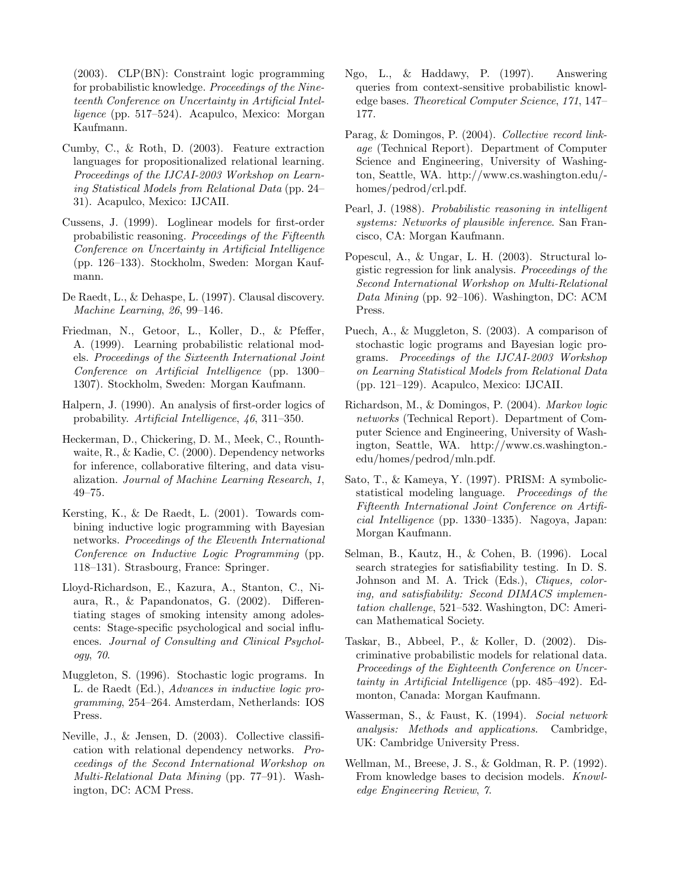(2003). CLP(BN): Constraint logic programming for probabilistic knowledge. *Proceedings of the Nineteenth Conference on Uncertainty in Artificial Intelligence* (pp. 517–524). Acapulco, Mexico: Morgan Kaufmann.

Cumby, C., & Roth, D. (2003). Feature extraction languages for propositionalized relational learning. *Proceedings of the IJCAI-2003 Workshop on Learning Statistical Models from Relational Data* (pp. 24–31). Acapulco, Mexico: IJCAII.

Cussens, J. (1999). Loglinear models for first-order probabilistic reasoning. *Proceedings of the Fifteenth Conference on Uncertainty in Artificial Intelligence* (pp. 126–133). Stockholm, Sweden: Morgan Kaufmann.

De Raedt, L., & Dehaspe, L. (1997). Clausal discovery. *Machine Learning*, *26*, 99–146.

Friedman, N., Getoor, L., Koller, D., & Pfeffer, A. (1999). Learning probabilistic relational models. *Proceedings of the Sixteenth International Joint Conference on Artificial Intelligence* (pp. 1300–1307). Stockholm, Sweden: Morgan Kaufmann.

Halpern, J. (1990). An analysis of first-order logics of probability. *Artificial Intelligence*, *46*, 311–350.

Heckerman, D., Chickering, D. M., Meek, C., Rounthwaite, R., & Kadie, C. (2000). Dependency networks for inference, collaborative filtering, and data visualization. *Journal of Machine Learning Research*, *1*, 49–75.

Kersting, K., & De Raedt, L. (2001). Towards combining inductive logic programming with Bayesian networks. *Proceedings of the Eleventh International Conference on Inductive Logic Programming* (pp. 118–131). Strasbourg, France: Springer.

Lloyd-Richardson, E., Kazura, A., Stanton, C., Niaura, R., & Papandonatos, G. (2002). Differentiating stages of smoking intensity among adolescents: Stage-specific psychological and social influences. *Journal of Consulting and Clinical Psychology*, *70*.

Muggleton, S. (1996). Stochastic logic programs. In L. de Raedt (Ed.), *Advances in inductive logic programming*, 254–264. Amsterdam, Netherlands: IOS Press.

Neville, J., & Jensen, D. (2003). Collective classification with relational dependency networks. *Proceedings of the Second International Workshop on Multi-Relational Data Mining* (pp. 77–91). Washington, DC: ACM Press.

Ngo, L., & Haddawy, P. (1997). Answering queries from context-sensitive probabilistic knowledge bases. *Theoretical Computer Science*, *171*, 147–177.

Parag, & Domingos, P. (2004). *Collective record linkage* (Technical Report). Department of Computer Science and Engineering, University of Washington, Seattle, WA. http://www.cs.washington.edu/-homes/pedrod/crl.pdf.

Pearl, J. (1988). *Probabilistic reasoning in intelligent systems: Networks of plausible inference*. San Francisco, CA: Morgan Kaufmann.

Popescul, A., & Ungar, L. H. (2003). Structural logistic regression for link analysis. *Proceedings of the Second International Workshop on Multi-Relational Data Mining* (pp. 92–106). Washington, DC: ACM Press.

Puech, A., & Muggleton, S. (2003). A comparison of stochastic logic programs and Bayesian logic programs. *Proceedings of the IJCAI-2003 Workshop on Learning Statistical Models from Relational Data* (pp. 121–129). Acapulco, Mexico: IJCAII.

Richardson, M., & Domingos, P. (2004). *Markov logic networks* (Technical Report). Department of Computer Science and Engineering, University of Washington, Seattle, WA. http://www.cs.washington.-edu/homes/pedrod/mln.pdf.

Sato, T., & Kameya, Y. (1997). PRISM: A symbolic-statistical modeling language. *Proceedings of the Fifteenth International Joint Conference on Artificial Intelligence* (pp. 1330–1335). Nagoya, Japan: Morgan Kaufmann.

Selman, B., Kautz, H., & Cohen, B. (1996). Local search strategies for satisfiability testing. In D. S. Johnson and M. A. Trick (Eds.), *Cliques, coloring, and satisfiability: Second DIMACS implementation challenge*, 521–532. Washington, DC: American Mathematical Society.

Taskar, B., Abbeel, P., & Koller, D. (2002). Discriminative probabilistic models for relational data. *Proceedings of the Eighteenth Conference on Uncertainty in Artificial Intelligence* (pp. 485–492). Edmonton, Canada: Morgan Kaufmann.

Wasserman, S., & Faust, K. (1994). *Social network analysis: Methods and applications*. Cambridge, UK: Cambridge University Press.

Wellman, M., Breese, J. S., & Goldman, R. P. (1992). From knowledge bases to decision models. *Knowledge Engineering Review*, *7*.